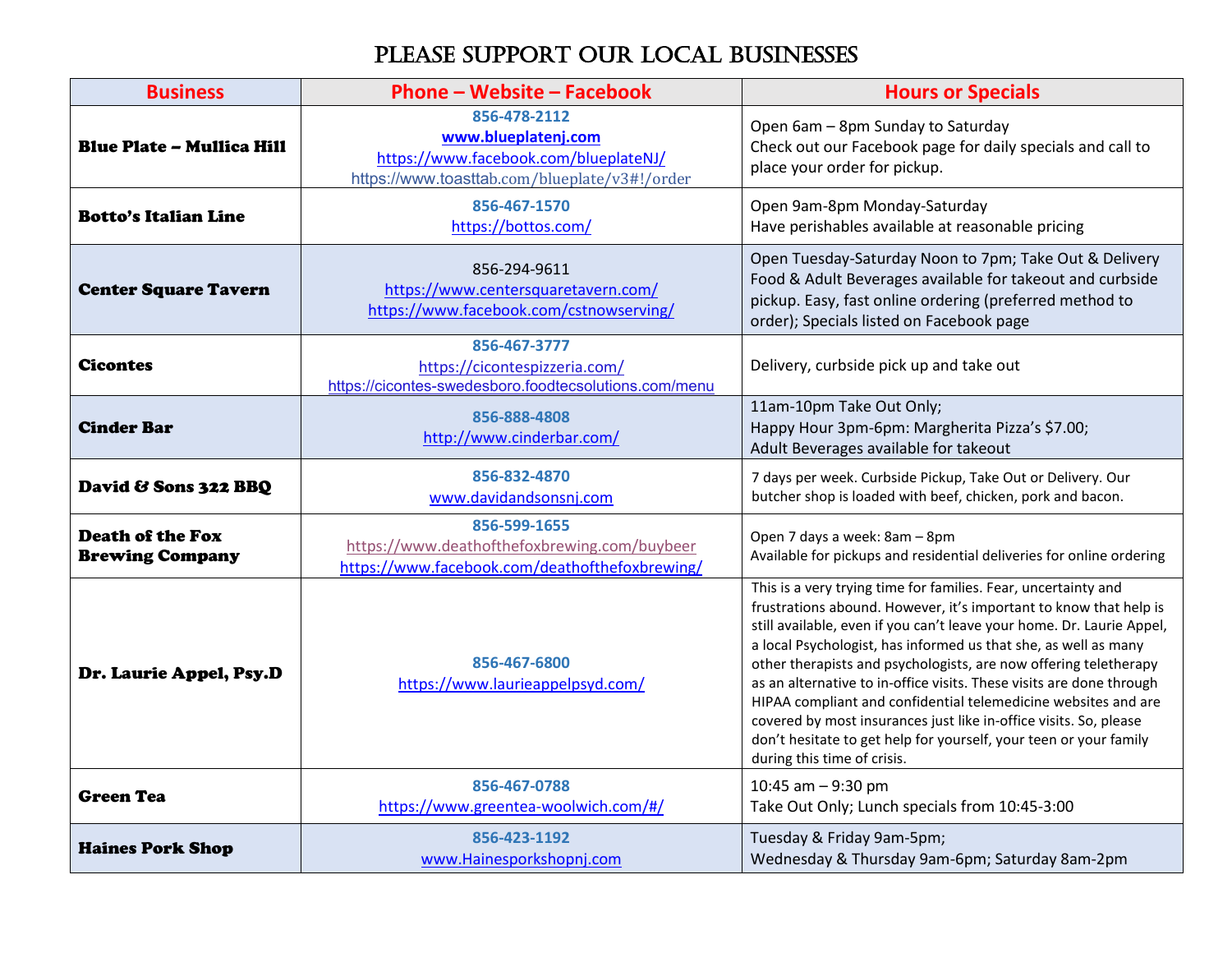# PLEASE SUPPORT OUR LOCAL BUSINESSES

| Business | Phone – Website – Facebook | Hours or Specials |
|---|---|---|
| **Blue Plate – Mullica Hill** | 856-478-2112<br>www.blueplatenj.com<br>https://www.facebook.com/blueplateNJ/<br>https://www.toasttab.com/blueplate/v3#!/order | Open 6am – 8pm Sunday to Saturday<br>Check out our Facebook page for daily specials and call to place your order for pickup. |
| **Botto's Italian Line** | 856-467-1570<br>https://bottos.com/ | Open 9am-8pm Monday-Saturday<br>Have perishables available at reasonable pricing |
| **Center Square Tavern** | 856-294-9611<br>https://www.centersquaretavern.com/<br>https://www.facebook.com/cstnowserving/ | Open Tuesday-Saturday Noon to 7pm; Take Out & Delivery Food & Adult Beverages available for takeout and curbside pickup. Easy, fast online ordering (preferred method to order); Specials listed on Facebook page |
| **Cicontes** | 856-467-3777<br>https://cicontespizzeria.com/<br>https://cicontes-swedesboro.foodtecsolutions.com/menu | Delivery, curbside pick up and take out |
| **Cinder Bar** | 856-888-4808<br>http://www.cinderbar.com/ | 11am-10pm Take Out Only;<br>Happy Hour 3pm-6pm: Margherita Pizza's $7.00;<br>Adult Beverages available for takeout |
| **David & Sons 322 BBQ** | 856-832-4870<br>www.davidandsonsnj.com | 7 days per week. Curbside Pickup, Take Out or Delivery. Our butcher shop is loaded with beef, chicken, pork and bacon. |
| **Death of the Fox Brewing Company** | 856-599-1655<br>https://www.deathofthefoxbrewing.com/buybeer<br>https://www.facebook.com/deathofthefoxbrewing/ | Open 7 days a week: 8am – 8pm<br>Available for pickups and residential deliveries for online ordering |
| **Dr. Laurie Appel, Psy.D** | 856-467-6800<br>https://www.laurieappelpsyd.com/ | This is a very trying time for families. Fear, uncertainty and frustrations abound. However, it's important to know that help is still available, even if you can't leave your home. Dr. Laurie Appel, a local Psychologist, has informed us that she, as well as many other therapists and psychologists, are now offering teletherapy as an alternative to in-office visits. These visits are done through HIPAA compliant and confidential telemedicine websites and are covered by most insurances just like in-office visits. So, please don't hesitate to get help for yourself, your teen or your family during this time of crisis. |
| **Green Tea** | 856-467-0788<br>https://www.greentea-woolwich.com/#/ | 10:45 am – 9:30 pm<br>Take Out Only; Lunch specials from 10:45-3:00 |
| **Haines Pork Shop** | 856-423-1192<br>www.Hainesporkshopnj.com | Tuesday & Friday 9am-5pm;<br>Wednesday & Thursday 9am-6pm; Saturday 8am-2pm |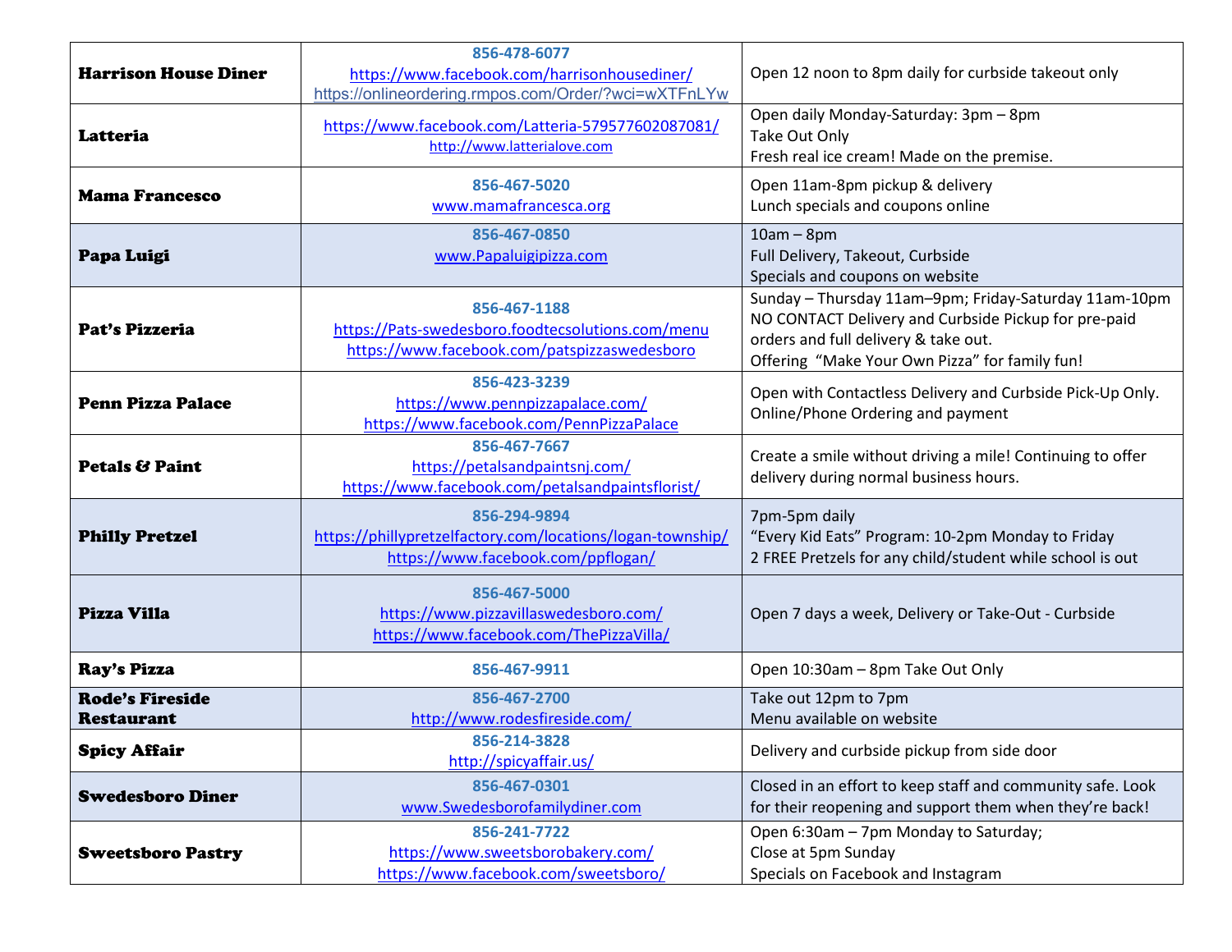| | | |
|---|---|---|
| **Harrison House Diner** | **856-478-6077**<br>https://www.facebook.com/harrisonhousediner/<br>https://onlineordering.rmpos.com/Order/?wci=wXTFnLYw | Open 12 noon to 8pm daily for curbside takeout only |
| **Latteria** | https://www.facebook.com/Latteria-579577602087081/<br>http://www.latterialove.com | Open daily Monday-Saturday: 3pm – 8pm<br>Take Out Only<br>Fresh real ice cream! Made on the premise. |
| **Mama Francesco** | **856-467-5020**<br>www.mamafrancesca.org | Open 11am-8pm pickup & delivery<br>Lunch specials and coupons online |
| **Papa Luigi** | **856-467-0850**<br>www.Papaluigipizza.com | 10am – 8pm<br>Full Delivery, Takeout, Curbside<br>Specials and coupons on website |
| **Pat's Pizzeria** | **856-467-1188**<br>https://Pats-swedesboro.foodtecsolutions.com/menu<br>https://www.facebook.com/patspizzaswedesboro | Sunday – Thursday 11am–9pm; Friday-Saturday 11am-10pm<br>NO CONTACT Delivery and Curbside Pickup for pre-paid orders and full delivery & take out.<br>Offering "Make Your Own Pizza" for family fun! |
| **Penn Pizza Palace** | **856-423-3239**<br>https://www.pennpizzapalace.com/<br>https://www.facebook.com/PennPizzaPalace | Open with Contactless Delivery and Curbside Pick-Up Only.<br>Online/Phone Ordering and payment |
| **Petals & Paint** | **856-467-7667**<br>https://petalsandpaintsnj.com/<br>https://www.facebook.com/petalsandpaintsflorist/ | Create a smile without driving a mile! Continuing to offer delivery during normal business hours. |
| **Philly Pretzel** | **856-294-9894**<br>https://phillypretzelfactory.com/locations/logan-township/<br>https://www.facebook.com/ppflogan/ | 7pm-5pm daily<br>"Every Kid Eats" Program: 10-2pm Monday to Friday<br>2 FREE Pretzels for any child/student while school is out |
| **Pizza Villa** | **856-467-5000**<br>https://www.pizzavillaswedesboro.com/<br>https://www.facebook.com/ThePizzaVilla/ | Open 7 days a week, Delivery or Take-Out - Curbside |
| **Ray's Pizza** | **856-467-9911** | Open 10:30am – 8pm Take Out Only |
| **Rode's Fireside Restaurant** | **856-467-2700**<br>http://www.rodesfireside.com/ | Take out 12pm to 7pm<br>Menu available on website |
| **Spicy Affair** | **856-214-3828**<br>http://spicyaffair.us/ | Delivery and curbside pickup from side door |
| **Swedesboro Diner** | **856-467-0301**<br>www.Swedesborofamilydiner.com | Closed in an effort to keep staff and community safe. Look for their reopening and support them when they're back! |
| **Sweetsboro Pastry** | **856-241-7722**<br>https://www.sweetsborobakery.com/<br>https://www.facebook.com/sweetsboro/ | Open 6:30am – 7pm Monday to Saturday;<br>Close at 5pm Sunday<br>Specials on Facebook and Instagram |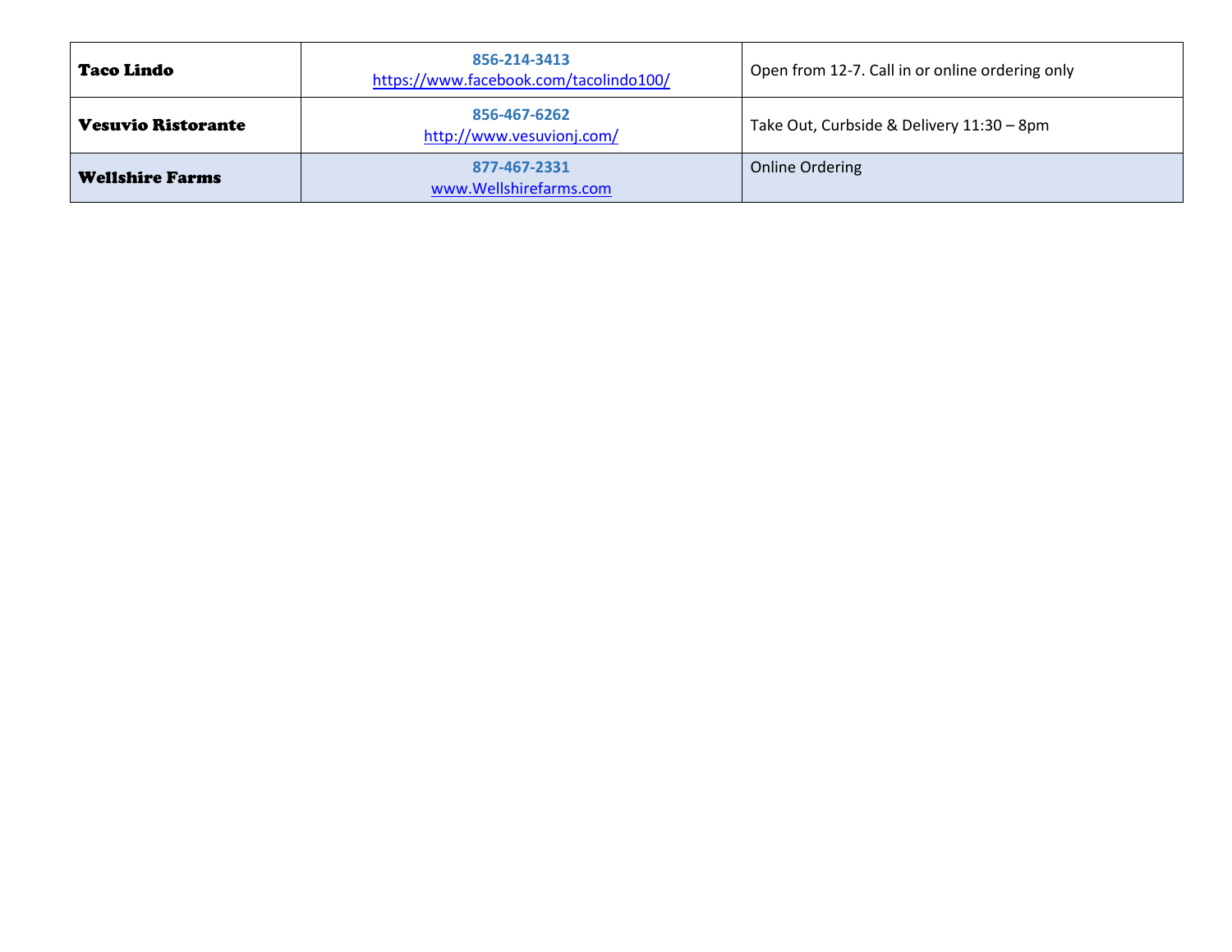| | | |
|---|---|---|
| **Taco Lindo** | **856-214-3413**<br>https://www.facebook.com/tacolindo100/ | Open from 12-7. Call in or online ordering only |
| **Vesuvio Ristorante** | **856-467-6262**<br>http://www.vesuvionj.com/ | Take Out, Curbside & Delivery 11:30 – 8pm |
| **Wellshire Farms** | **877-467-2331**<br>www.Wellshirefarms.com | Online Ordering |